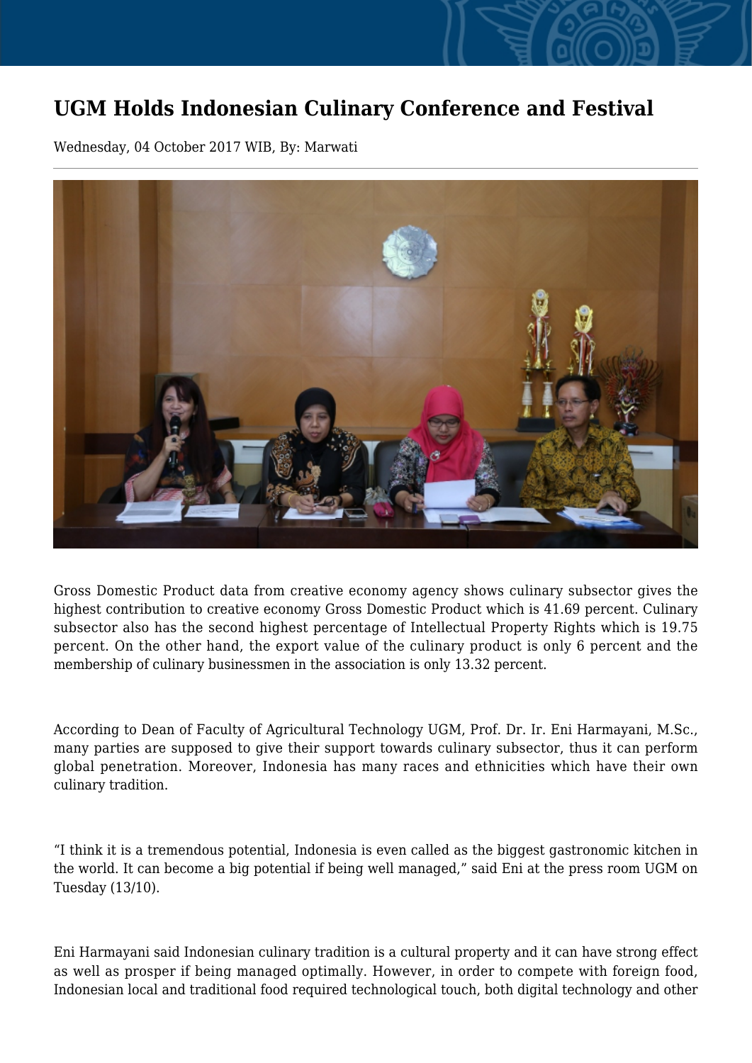# UGM Holds Indonesian Culinary Conference and Festival

Wednesday, 04 October 2017 WIB, By: Marwati

Gross Domestic Product data from creative economy agency shows culinary subsector gives the highest contribution to creative economy Gross Domestic Product which is 41.69 percent. Culinary subsector also has the second highest percentage of Intellectual Property Rights which is 19.75 percent. On the other hand, the export value of the culinary product is only 6 percent and the membership of culinary businessmen in the association is only 13.32 percent.

According to Dean of Faculty of Agricultural Technology UGM, Prof. Dr. Ir. Eni Harmayani, M.Sc., many parties are supposed to give their support towards culinary subsector, thus it can perform global penetration. Moreover, Indonesia has many races and ethnicities which have their own culinary tradition.

“I think it is a tremendous potential, Indonesia is even called as the biggest gastronomic kitchen in the world. It can become a big potential if being well managed,” said Eni at the press room UGM on Tuesday (13/10).

Eni Harmayani said Indonesian culinary tradition is a cultural property and it can have strong effect as well as prosper if being managed optimally. However, in order to compete with foreign food, Indonesian local and traditional food required technological touch, both digital technology and other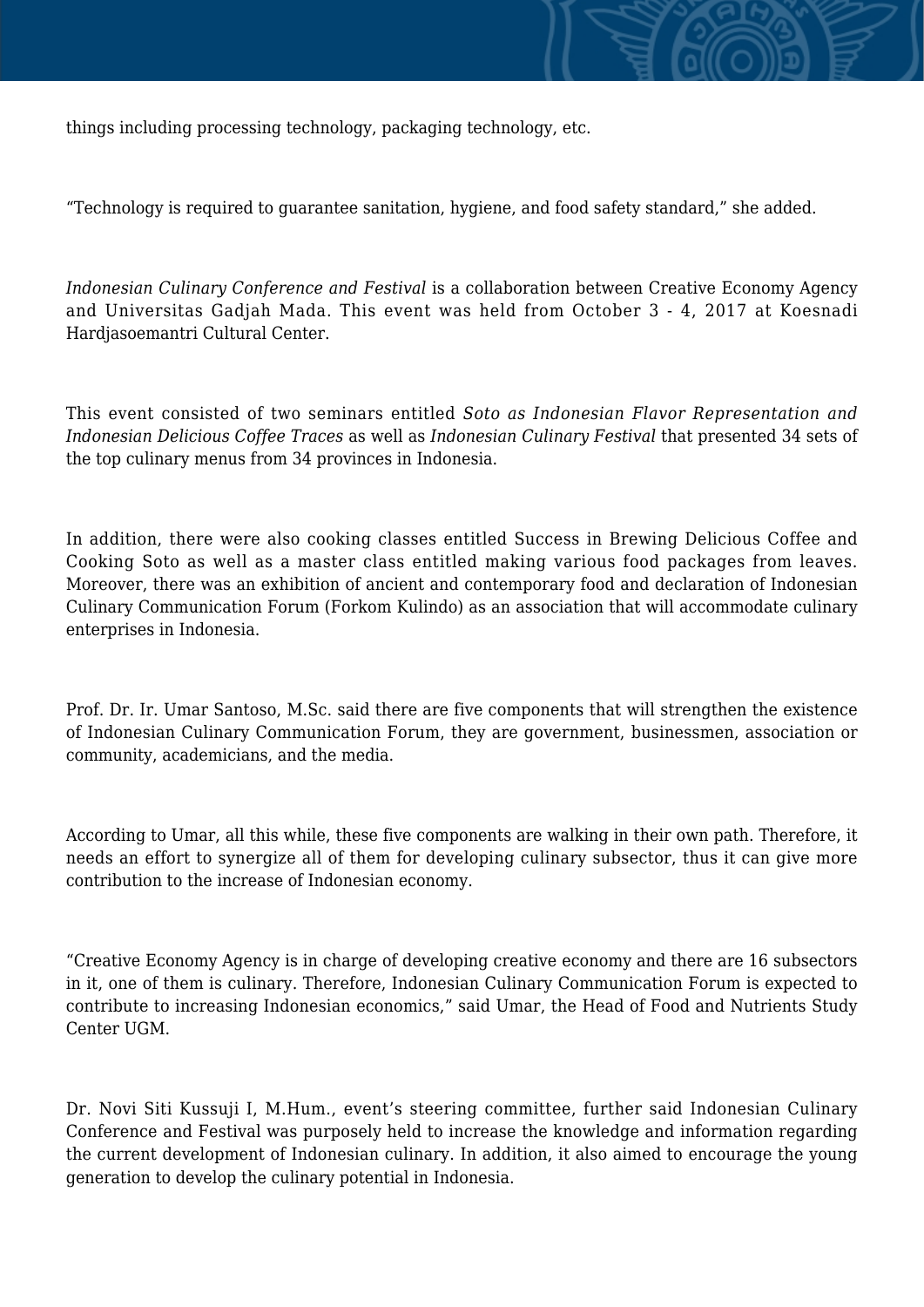things including processing technology, packaging technology, etc.

“Technology is required to guarantee sanitation, hygiene, and food safety standard,” she added.

*Indonesian Culinary Conference and Festival* is a collaboration between Creative Economy Agency and Universitas Gadjah Mada. This event was held from October 3 - 4, 2017 at Koesnadi Hardjasoemantri Cultural Center.

This event consisted of two seminars entitled *Soto as Indonesian Flavor Representation and Indonesian Delicious Coffee Traces* as well as *Indonesian Culinary Festival* that presented 34 sets of the top culinary menus from 34 provinces in Indonesia.

In addition, there were also cooking classes entitled Success in Brewing Delicious Coffee and Cooking Soto as well as a master class entitled making various food packages from leaves. Moreover, there was an exhibition of ancient and contemporary food and declaration of Indonesian Culinary Communication Forum (Forkom Kulindo) as an association that will accommodate culinary enterprises in Indonesia.

Prof. Dr. Ir. Umar Santoso, M.Sc. said there are five components that will strengthen the existence of Indonesian Culinary Communication Forum, they are government, businessmen, association or community, academicians, and the media.

According to Umar, all this while, these five components are walking in their own path. Therefore, it needs an effort to synergize all of them for developing culinary subsector, thus it can give more contribution to the increase of Indonesian economy.

“Creative Economy Agency is in charge of developing creative economy and there are 16 subsectors in it, one of them is culinary. Therefore, Indonesian Culinary Communication Forum is expected to contribute to increasing Indonesian economics,” said Umar, the Head of Food and Nutrients Study Center UGM.

Dr. Novi Siti Kussuji I, M.Hum., event’s steering committee, further said Indonesian Culinary Conference and Festival was purposely held to increase the knowledge and information regarding the current development of Indonesian culinary. In addition, it also aimed to encourage the young generation to develop the culinary potential in Indonesia.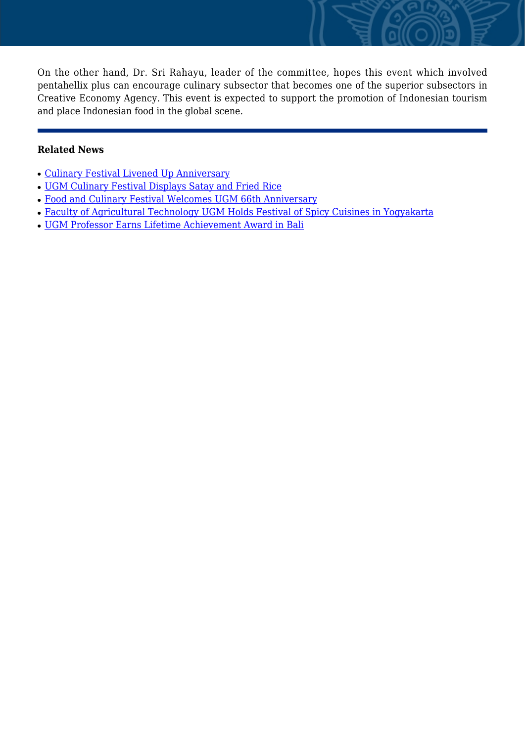On the other hand, Dr. Sri Rahayu, leader of the committee, hopes this event which involved pentahellix plus can encourage culinary subsector that becomes one of the superior subsectors in Creative Economy Agency. This event is expected to support the promotion of Indonesian tourism and place Indonesian food in the global scene.

---

**Related News**

- Culinary Festival Livened Up Anniversary
- UGM Culinary Festival Displays Satay and Fried Rice
- Food and Culinary Festival Welcomes UGM 66th Anniversary
- Faculty of Agricultural Technology UGM Holds Festival of Spicy Cuisines in Yogyakarta
- UGM Professor Earns Lifetime Achievement Award in Bali